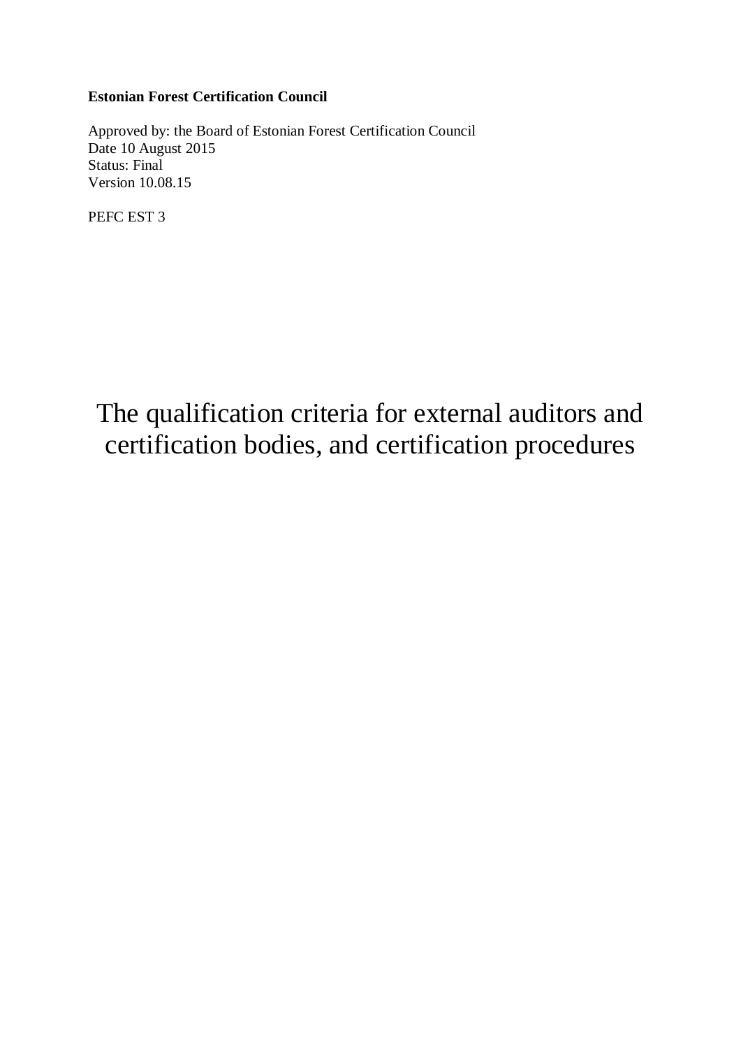**Estonian Forest Certification Council**

Approved by: the Board of Estonian Forest Certification Council
Date 10 August 2015
Status: Final
Version 10.08.15

PEFC EST 3

# The qualification criteria for external auditors and certification bodies, and certification procedures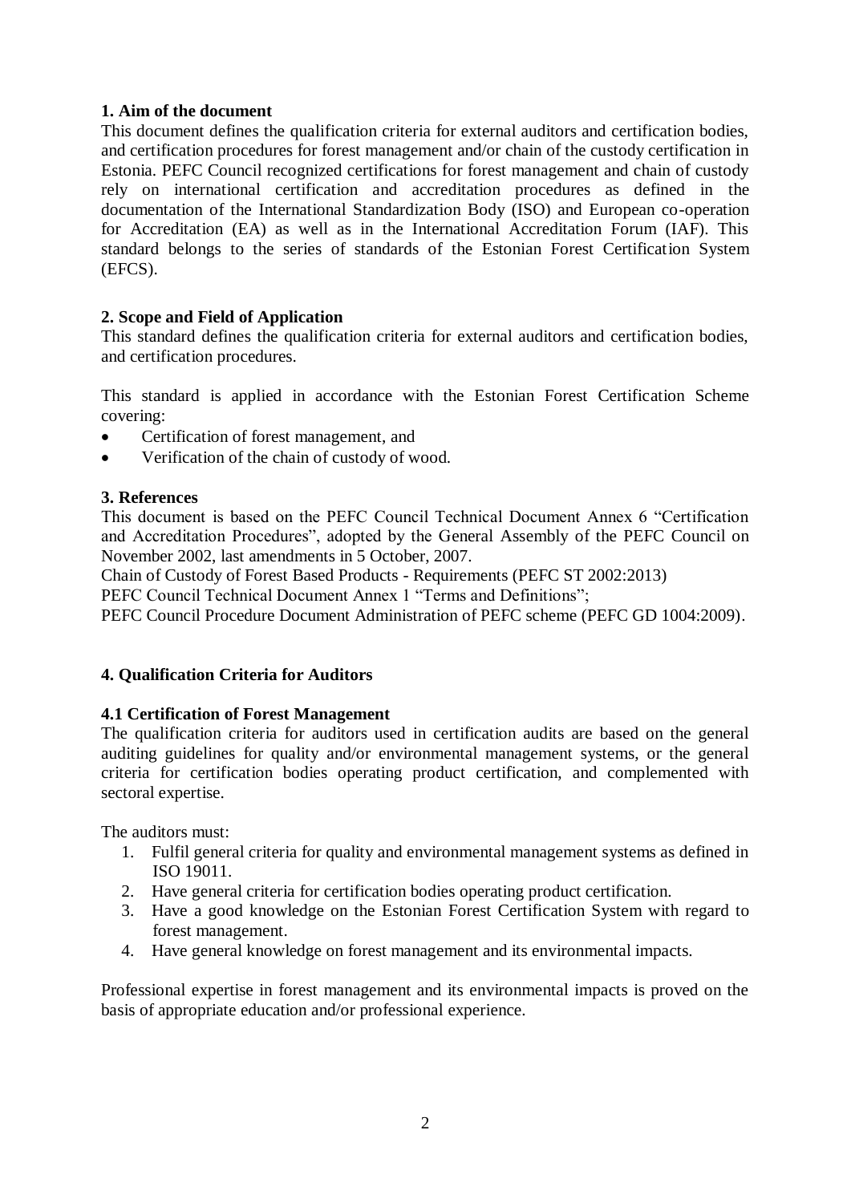## 1. Aim of the document

This document defines the qualification criteria for external auditors and certification bodies, and certification procedures for forest management and/or chain of the custody certification in Estonia. PEFC Council recognized certifications for forest management and chain of custody rely on international certification and accreditation procedures as defined in the documentation of the International Standardization Body (ISO) and European co-operation for Accreditation (EA) as well as in the International Accreditation Forum (IAF). This standard belongs to the series of standards of the Estonian Forest Certification System (EFCS).

## 2. Scope and Field of Application

This standard defines the qualification criteria for external auditors and certification bodies, and certification procedures.

This standard is applied in accordance with the Estonian Forest Certification Scheme covering:

- Certification of forest management, and
- Verification of the chain of custody of wood.

## 3. References

This document is based on the PEFC Council Technical Document Annex 6 "Certification and Accreditation Procedures", adopted by the General Assembly of the PEFC Council on November 2002, last amendments in 5 October, 2007.

Chain of Custody of Forest Based Products - Requirements (PEFC ST 2002:2013)

PEFC Council Technical Document Annex 1 "Terms and Definitions";

PEFC Council Procedure Document Administration of PEFC scheme (PEFC GD 1004:2009).

## 4. Qualification Criteria for Auditors

### 4.1 Certification of Forest Management

The qualification criteria for auditors used in certification audits are based on the general auditing guidelines for quality and/or environmental management systems, or the general criteria for certification bodies operating product certification, and complemented with sectoral expertise.

The auditors must:

1. Fulfil general criteria for quality and environmental management systems as defined in ISO 19011.
2. Have general criteria for certification bodies operating product certification.
3. Have a good knowledge on the Estonian Forest Certification System with regard to forest management.
4. Have general knowledge on forest management and its environmental impacts.

Professional expertise in forest management and its environmental impacts is proved on the basis of appropriate education and/or professional experience.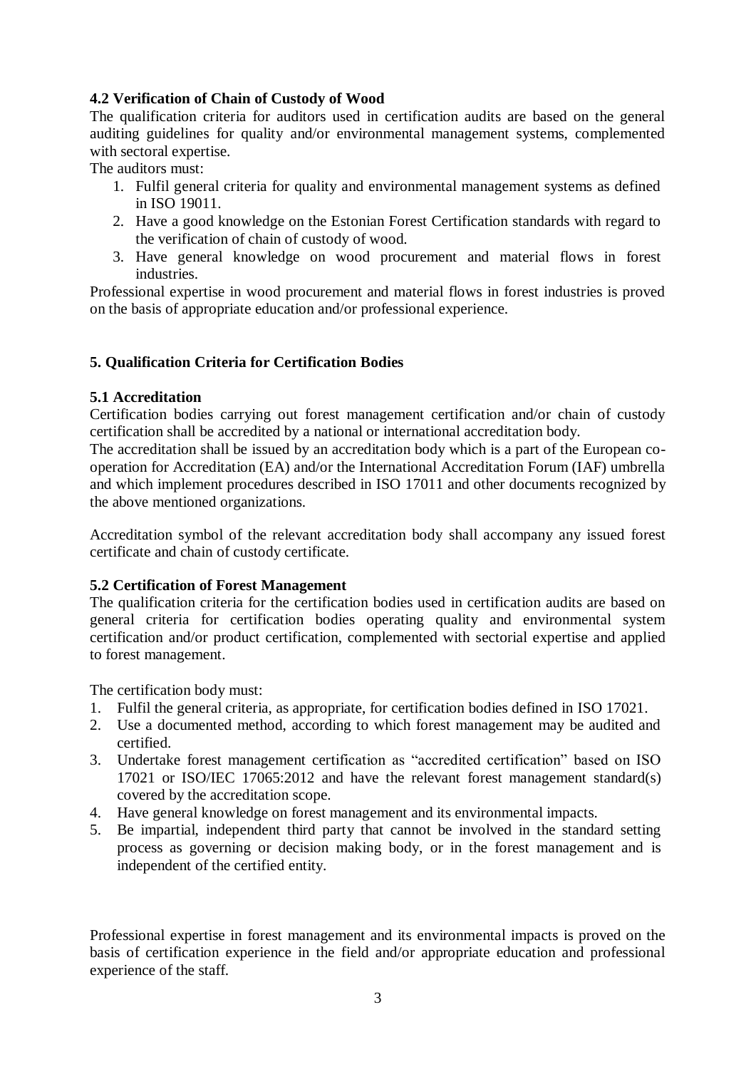### 4.2 Verification of Chain of Custody of Wood

The qualification criteria for auditors used in certification audits are based on the general auditing guidelines for quality and/or environmental management systems, complemented with sectoral expertise.

The auditors must:

1. Fulfil general criteria for quality and environmental management systems as defined in ISO 19011.
2. Have a good knowledge on the Estonian Forest Certification standards with regard to the verification of chain of custody of wood.
3. Have general knowledge on wood procurement and material flows in forest industries.

Professional expertise in wood procurement and material flows in forest industries is proved on the basis of appropriate education and/or professional experience.

## 5. Qualification Criteria for Certification Bodies

### 5.1 Accreditation

Certification bodies carrying out forest management certification and/or chain of custody certification shall be accredited by a national or international accreditation body.

The accreditation shall be issued by an accreditation body which is a part of the European co-operation for Accreditation (EA) and/or the International Accreditation Forum (IAF) umbrella and which implement procedures described in ISO 17011 and other documents recognized by the above mentioned organizations.

Accreditation symbol of the relevant accreditation body shall accompany any issued forest certificate and chain of custody certificate.

### 5.2 Certification of Forest Management

The qualification criteria for the certification bodies used in certification audits are based on general criteria for certification bodies operating quality and environmental system certification and/or product certification, complemented with sectorial expertise and applied to forest management.

The certification body must:

1. Fulfil the general criteria, as appropriate, for certification bodies defined in ISO 17021.
2. Use a documented method, according to which forest management may be audited and certified.
3. Undertake forest management certification as "accredited certification" based on ISO 17021 or ISO/IEC 17065:2012 and have the relevant forest management standard(s) covered by the accreditation scope.
4. Have general knowledge on forest management and its environmental impacts.
5. Be impartial, independent third party that cannot be involved in the standard setting process as governing or decision making body, or in the forest management and is independent of the certified entity.

Professional expertise in forest management and its environmental impacts is proved on the basis of certification experience in the field and/or appropriate education and professional experience of the staff.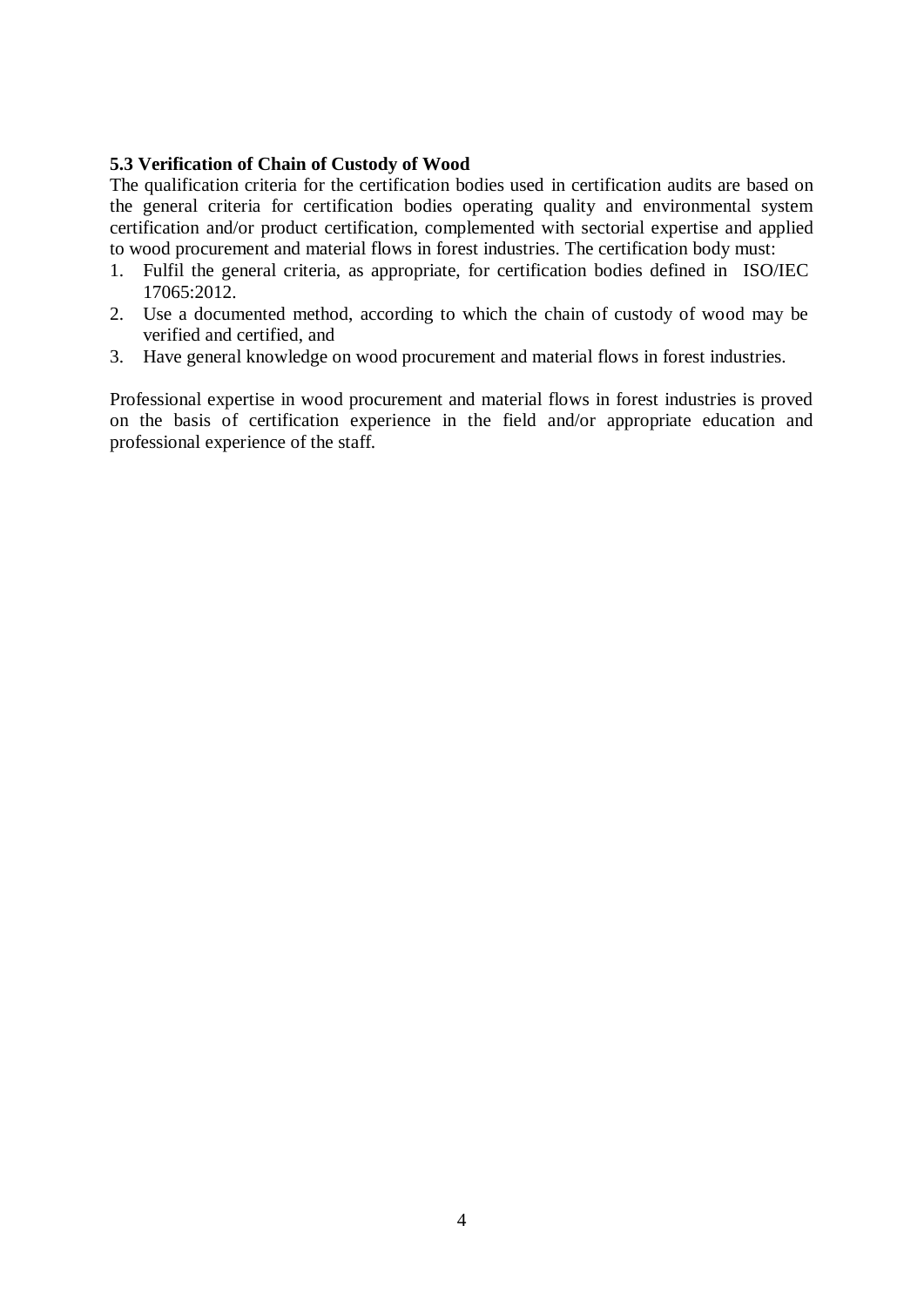### 5.3 Verification of Chain of Custody of Wood

The qualification criteria for the certification bodies used in certification audits are based on the general criteria for certification bodies operating quality and environmental system certification and/or product certification, complemented with sectorial expertise and applied to wood procurement and material flows in forest industries. The certification body must:

1. Fulfil the general criteria, as appropriate, for certification bodies defined in ISO/IEC 17065:2012.
2. Use a documented method, according to which the chain of custody of wood may be verified and certified, and
3. Have general knowledge on wood procurement and material flows in forest industries.

Professional expertise in wood procurement and material flows in forest industries is proved on the basis of certification experience in the field and/or appropriate education and professional experience of the staff.